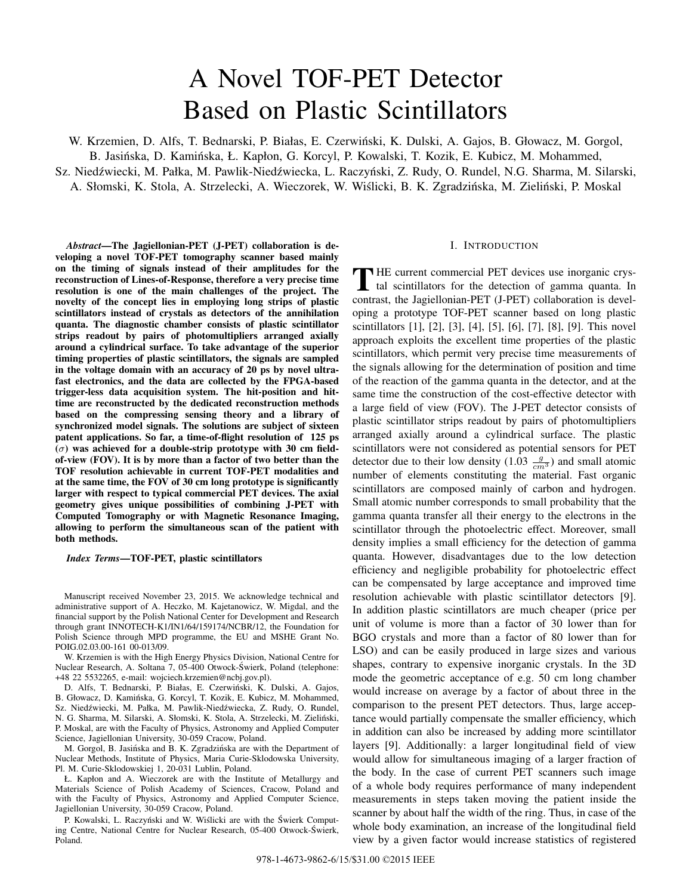# A Novel TOF-PET Detector Based on Plastic Scintillators

W. Krzemien, D. Alfs, T. Bednarski, P. Białas, E. Czerwiński, K. Dulski, A. Gajos, B. Głowacz, M. Gorgol, B. Jasińska, D. Kamińska, Ł. Kapłon, G. Korcyl, P. Kowalski, T. Kozik, E. Kubicz, M. Mohammed, Sz. Niedźwiecki, M. Pałka, M. Pawlik-Niedźwiecka, L. Raczyński, Z. Rudy, O. Rundel, N.G. Sharma, M. Silarski, A. Słomski, K. Stola, A. Strzelecki, A. Wieczorek, W. Wiślicki, B. K. Zgradzińska, M. Zieliński, P. Moskal

***Abstract*—The Jagiellonian-PET (J-PET) collaboration is developing a novel TOF-PET tomography scanner based mainly on the timing of signals instead of their amplitudes for the reconstruction of Lines-of-Response, therefore a very precise time resolution is one of the main challenges of the project. The novelty of the concept lies in employing long strips of plastic scintillators instead of crystals as detectors of the annihilation quanta. The diagnostic chamber consists of plastic scintillator strips readout by pairs of photomultipliers arranged axially around a cylindrical surface. To take advantage of the superior timing properties of plastic scintillators, the signals are sampled in the voltage domain with an accuracy of 20 ps by novel ultra-fast electronics, and the data are collected by the FPGA-based trigger-less data acquisition system. The hit-position and hit-time are reconstructed by the dedicated reconstruction methods based on the compressing sensing theory and a library of synchronized model signals. The solutions are subject of sixteen patent applications. So far, a time-of-flight resolution of 125 ps ($\sigma$) was achieved for a double-strip prototype with 30 cm field-of-view (FOV). It is by more than a factor of two better than the TOF resolution achievable in current TOF-PET modalities and at the same time, the FOV of 30 cm long prototype is significantly larger with respect to typical commercial PET devices. The axial geometry gives unique possibilities of combining J-PET with Computed Tomography or with Magnetic Resonance Imaging, allowing to perform the simultaneous scan of the patient with both methods.**

***Index Terms*—TOF-PET, plastic scintillators**

Manuscript received November 23, 2015. We acknowledge technical and administrative support of A. Heczko, M. Kajetanowicz, W. Migdał, and the financial support by the Polish National Center for Development and Research through grant INNOTECH-K1/IN1/64/159174/NCBR/12, the Foundation for Polish Science through MPD programme, the EU and MSHE Grant No. POIG.02.03.00-161 00-013/09.

W. Krzemien is with the High Energy Physics Division, National Centre for Nuclear Research, A. Soltana 7, 05-400 Otwock-Świerk, Poland (telephone: +48 22 5532265, e-mail: wojciech.krzemien@ncbj.gov.pl).

D. Alfs, T. Bednarski, P. Białas, E. Czerwiński, K. Dulski, A. Gajos, B. Głowacz, D. Kamińska, G. Korcyl, T. Kozik, E. Kubicz, M. Mohammed, Sz. Niedźwiecki, M. Pałka, M. Pawlik-Niedźwiecka, Z. Rudy, O. Rundel, N. G. Sharma, M. Silarski, A. Słomski, K. Stola, A. Strzelecki, M. Zieliński, P. Moskal, are with the Faculty of Physics, Astronomy and Applied Computer Science, Jagiellonian University, 30-059 Cracow, Poland.

M. Gorgol, B. Jasińska and B. K. Zgradzińska are with the Department of Nuclear Methods, Institute of Physics, Maria Curie-Sklodowska University, Pl. M. Curie-Sklodowskiej 1, 20-031 Lublin, Poland.

Ł. Kapłon and A. Wieczorek are with the Institute of Metallurgy and Materials Science of Polish Academy of Sciences, Cracow, Poland and with the Faculty of Physics, Astronomy and Applied Computer Science, Jagiellonian University, 30-059 Cracow, Poland.

P. Kowalski, L. Raczyński and W. Wiślicki are with the Świerk Computing Centre, National Centre for Nuclear Research, 05-400 Otwock-Świerk, Poland.

## I. Introduction

The current commercial PET devices use inorganic crystal scintillators for the detection of gamma quanta. In contrast, the Jagiellonian-PET (J-PET) collaboration is developing a prototype TOF-PET scanner based on long plastic scintillators [1], [2], [3], [4], [5], [6], [7], [8], [9]. This novel approach exploits the excellent time properties of the plastic scintillators, which permit very precise time measurements of the signals allowing for the determination of position and time of the reaction of the gamma quanta in the detector, and at the same time the construction of the cost-effective detector with a large field of view (FOV). The J-PET detector consists of plastic scintillator strips readout by pairs of photomultipliers arranged axially around a cylindrical surface. The plastic scintillators were not considered as potential sensors for PET detector due to their low density (1.03 $\frac{g}{cm^3}$) and small atomic number of elements constituting the material. Fast organic scintillators are composed mainly of carbon and hydrogen. Small atomic number corresponds to small probability that the gamma quanta transfer all their energy to the electrons in the scintillator through the photoelectric effect. Moreover, small density implies a small efficiency for the detection of gamma quanta. However, disadvantages due to the low detection efficiency and negligible probability for photoelectric effect can be compensated by large acceptance and improved time resolution achievable with plastic scintillator detectors [9]. In addition plastic scintillators are much cheaper (price per unit of volume is more than a factor of 30 lower than for BGO crystals and more than a factor of 80 lower than for LSO) and can be easily produced in large sizes and various shapes, contrary to expensive inorganic crystals. In the 3D mode the geometric acceptance of e.g. 50 cm long chamber would increase on average by a factor of about three in the comparison to the present PET detectors. Thus, large acceptance would partially compensate the smaller efficiency, which in addition can also be increased by adding more scintillator layers [9]. Additionally: a larger longitudinal field of view would allow for simultaneous imaging of a larger fraction of the body. In the case of current PET scanners such image of a whole body requires performance of many independent measurements in steps taken moving the patient inside the scanner by about half the width of the ring. Thus, in case of the whole body examination, an increase of the longitudinal field view by a given factor would increase statistics of registered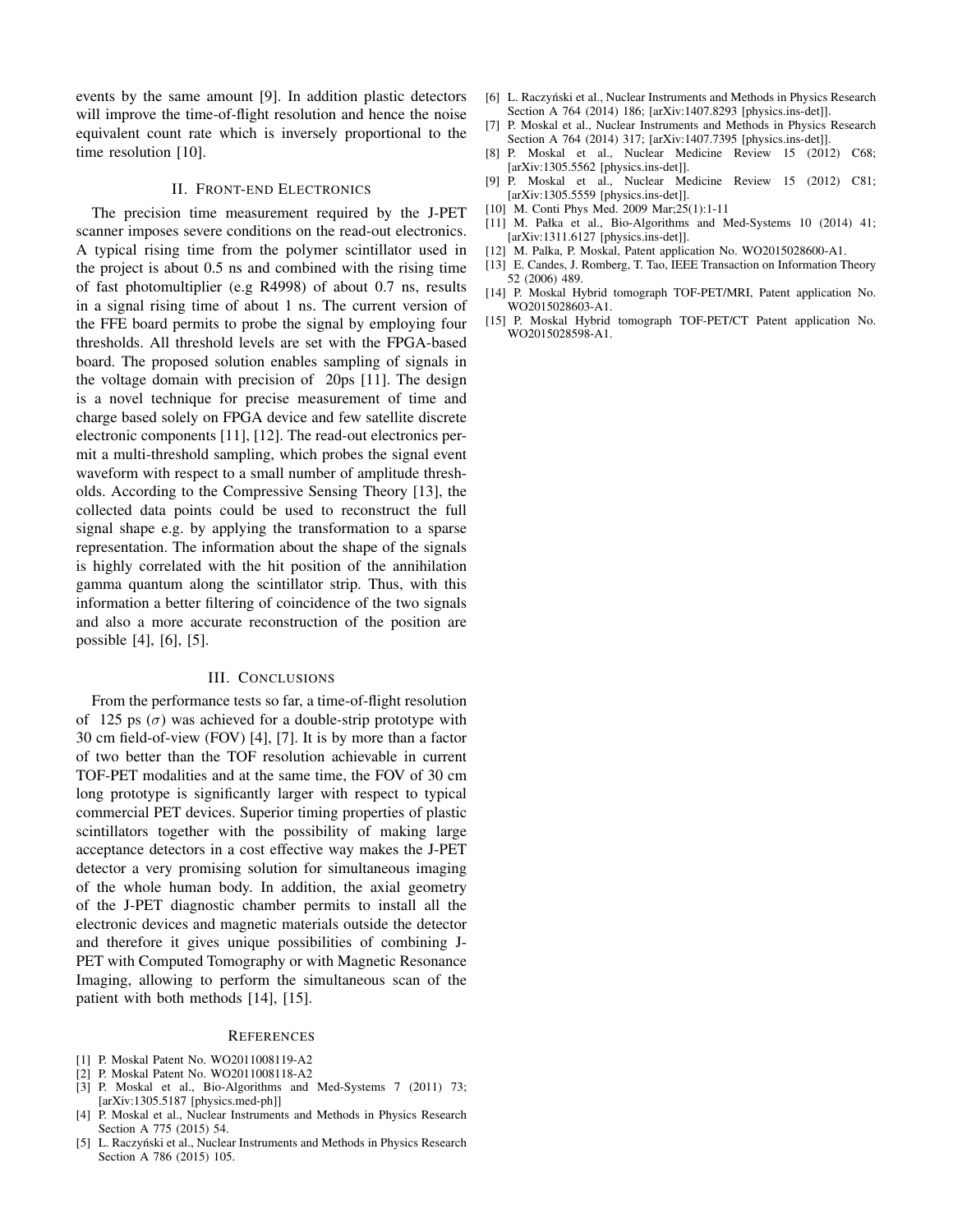events by the same amount [9]. In addition plastic detectors will improve the time-of-flight resolution and hence the noise equivalent count rate which is inversely proportional to the time resolution [10].

## II. Front-end Electronics

The precision time measurement required by the J-PET scanner imposes severe conditions on the read-out electronics. A typical rising time from the polymer scintillator used in the project is about 0.5 ns and combined with the rising time of fast photomultiplier (e.g R4998) of about 0.7 ns, results in a signal rising time of about 1 ns. The current version of the FFE board permits to probe the signal by employing four thresholds. All threshold levels are set with the FPGA-based board. The proposed solution enables sampling of signals in the voltage domain with precision of 20ps [11]. The design is a novel technique for precise measurement of time and charge based solely on FPGA device and few satellite discrete electronic components [11], [12]. The read-out electronics permit a multi-threshold sampling, which probes the signal event waveform with respect to a small number of amplitude thresholds. According to the Compressive Sensing Theory [13], the collected data points could be used to reconstruct the full signal shape e.g. by applying the transformation to a sparse representation. The information about the shape of the signals is highly correlated with the hit position of the annihilation gamma quantum along the scintillator strip. Thus, with this information a better filtering of coincidence of the two signals and also a more accurate reconstruction of the position are possible [4], [6], [5].

## III. Conclusions

From the performance tests so far, a time-of-flight resolution of 125 ps ($\sigma$) was achieved for a double-strip prototype with 30 cm field-of-view (FOV) [4], [7]. It is by more than a factor of two better than the TOF resolution achievable in current TOF-PET modalities and at the same time, the FOV of 30 cm long prototype is significantly larger with respect to typical commercial PET devices. Superior timing properties of plastic scintillators together with the possibility of making large acceptance detectors in a cost effective way makes the J-PET detector a very promising solution for simultaneous imaging of the whole human body. In addition, the axial geometry of the J-PET diagnostic chamber permits to install all the electronic devices and magnetic materials outside the detector and therefore it gives unique possibilities of combining J-PET with Computed Tomography or with Magnetic Resonance Imaging, allowing to perform the simultaneous scan of the patient with both methods [14], [15].

## References

[1] P. Moskal Patent No. WO2011008119-A2

[2] P. Moskal Patent No. WO2011008118-A2

[3] P. Moskal et al., Bio-Algorithms and Med-Systems 7 (2011) 73; [arXiv:1305.5187 [physics.med-ph]]

[4] P. Moskal et al., Nuclear Instruments and Methods in Physics Research Section A 775 (2015) 54.

[5] L. Raczyński et al., Nuclear Instruments and Methods in Physics Research Section A 786 (2015) 105.

[6] L. Raczyński et al., Nuclear Instruments and Methods in Physics Research Section A 764 (2014) 186; [arXiv:1407.8293 [physics.ins-det]].

[7] P. Moskal et al., Nuclear Instruments and Methods in Physics Research Section A 764 (2014) 317; [arXiv:1407.7395 [physics.ins-det]].

[8] P. Moskal et al., Nuclear Medicine Review 15 (2012) C68; [arXiv:1305.5562 [physics.ins-det]].

[9] P. Moskal et al., Nuclear Medicine Review 15 (2012) C81; [arXiv:1305.5559 [physics.ins-det]].

[10] M. Conti Phys Med. 2009 Mar;25(1):1-11

[11] M. Pałka et al., Bio-Algorithms and Med-Systems 10 (2014) 41; [arXiv:1311.6127 [physics.ins-det]].

[12] M. Palka, P. Moskal, Patent application No. WO2015028600-A1.

[13] E. Candes, J. Romberg, T. Tao, IEEE Transaction on Information Theory 52 (2006) 489.

[14] P. Moskal Hybrid tomograph TOF-PET/MRI, Patent application No. WO2015028603-A1.

[15] P. Moskal Hybrid tomograph TOF-PET/CT Patent application No. WO2015028598-A1.